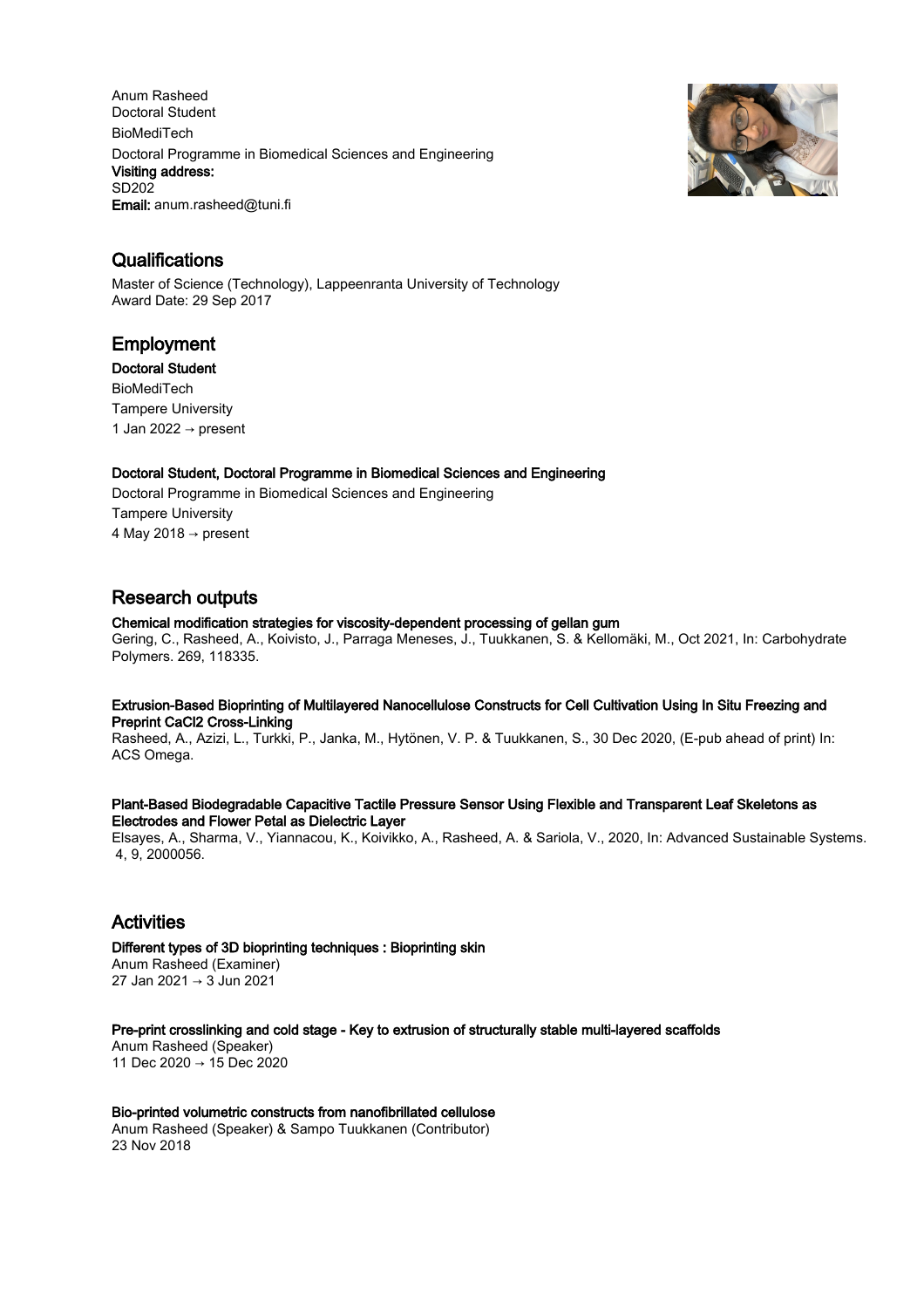Anum Rasheed
Doctoral Student
BioMediTech
Doctoral Programme in Biomedical Sciences and Engineering
**Visiting address:**
SD202
**Email:** anum.rasheed@tuni.fi

## Qualifications

Master of Science (Technology), Lappeenranta University of Technology
Award Date: 29 Sep 2017

## Employment

**Doctoral Student**
BioMediTech
Tampere University
1 Jan 2022 → present

**Doctoral Student, Doctoral Programme in Biomedical Sciences and Engineering**
Doctoral Programme in Biomedical Sciences and Engineering
Tampere University
4 May 2018 → present

## Research outputs

**Chemical modification strategies for viscosity-dependent processing of gellan gum**
Gering, C., Rasheed, A., Koivisto, J., Parraga Meneses, J., Tuukkanen, S. & Kellomäki, M., Oct 2021, In: Carbohydrate Polymers. 269, 118335.

**Extrusion-Based Bioprinting of Multilayered Nanocellulose Constructs for Cell Cultivation Using In Situ Freezing and Preprint $CaCl_2$ Cross-Linking**
Rasheed, A., Azizi, L., Turkki, P., Janka, M., Hytönen, V. P. & Tuukkanen, S., 30 Dec 2020, (E-pub ahead of print) In: ACS Omega.

**Plant-Based Biodegradable Capacitive Tactile Pressure Sensor Using Flexible and Transparent Leaf Skeletons as Electrodes and Flower Petal as Dielectric Layer**
Elsayes, A., Sharma, V., Yiannacou, K., Koivikko, A., Rasheed, A. & Sariola, V., 2020, In: Advanced Sustainable Systems. 4, 9, 2000056.

## Activities

**Different types of 3D bioprinting techniques : Bioprinting skin**
Anum Rasheed (Examiner)
27 Jan 2021 → 3 Jun 2021

**Pre-print crosslinking and cold stage - Key to extrusion of structurally stable multi-layered scaffolds**
Anum Rasheed (Speaker)
11 Dec 2020 → 15 Dec 2020

**Bio-printed volumetric constructs from nanofibrillated cellulose**
Anum Rasheed (Speaker) & Sampo Tuukkanen (Contributor)
23 Nov 2018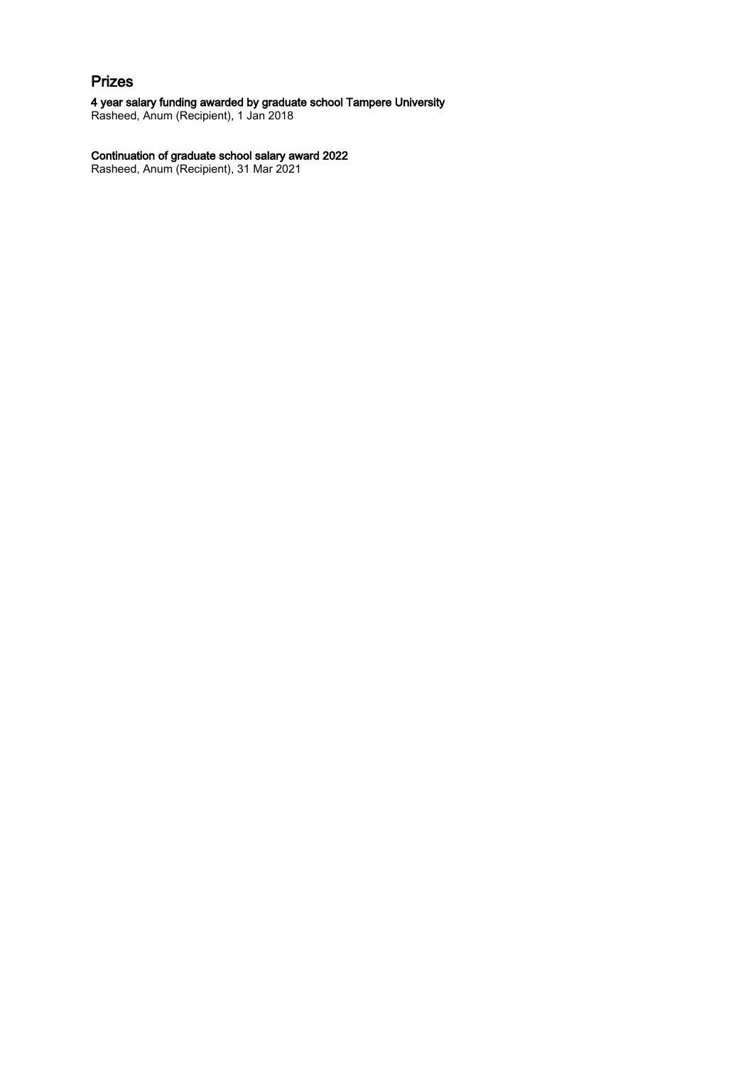## Prizes

**4 year salary funding awarded by graduate school Tampere University**
Rasheed, Anum (Recipient), 1 Jan 2018

**Continuation of graduate school salary award 2022**
Rasheed, Anum (Recipient), 31 Mar 2021